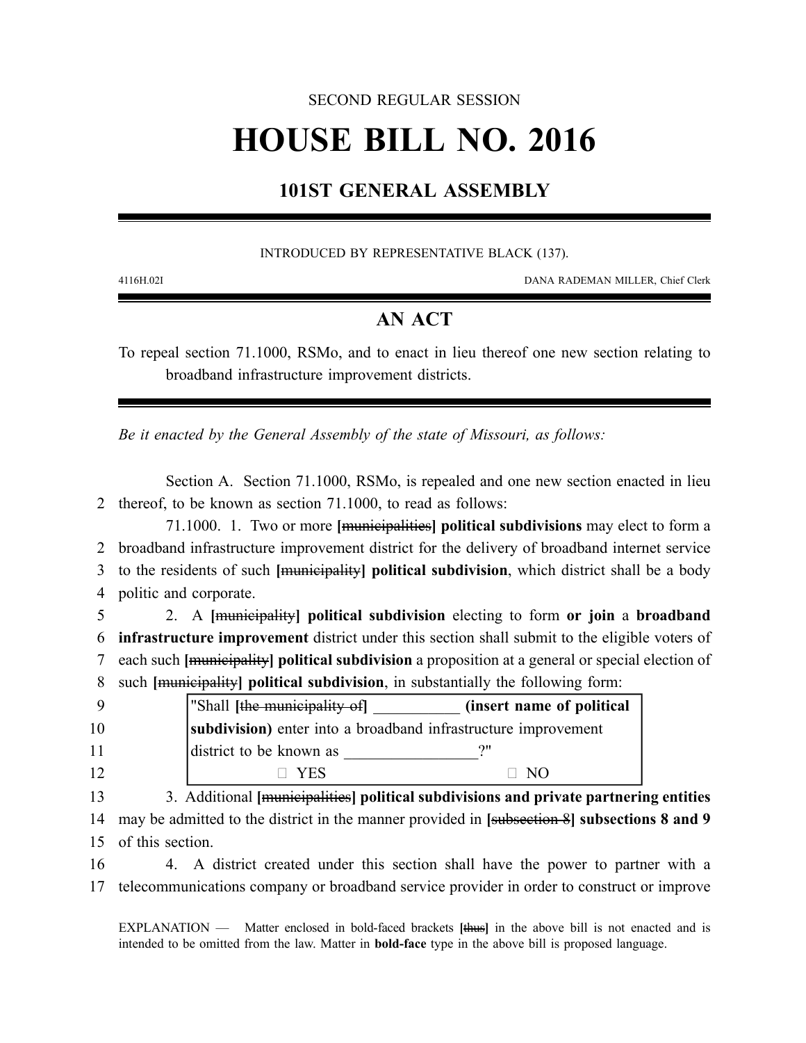SECOND REGULAR SESSION

# HOUSE BILL NO. 2016

## 101ST GENERAL ASSEMBLY

INTRODUCED BY REPRESENTATIVE BLACK (137).

4116H.02I DANA RADEMAN MILLER, Chief Clerk

## AN ACT

To repeal section 71.1000, RSMo, and to enact in lieu thereof one new section relating to broadband infrastructure improvement districts.

*Be it enacted by the General Assembly of the state of Missouri, as follows:*

Section A. Section 71.1000, RSMo, is repealed and one new section enacted in lieu thereof, to be known as section 71.1000, to read as follows:

71.1000. 1. Two or more **[~~municipalities~~]** **political subdivisions** may elect to form a broadband infrastructure improvement district for the delivery of broadband internet service to the residents of such **[~~municipality~~]** **political subdivision**, which district shall be a body politic and corporate.

2. A **[~~municipality~~]** **political subdivision** electing to form **or join** a **broadband infrastructure improvement** district under this section shall submit to the eligible voters of each such **[~~municipality~~]** **political subdivision** a proposition at a general or special election of such **[~~municipality~~]** **political subdivision**, in substantially the following form:

"Shall **[~~the municipality of~~]** ___________ **(insert name of political subdivision)** enter into a broadband infrastructure improvement district to be known as _________________?"

☐ YES ☐ NO

3. Additional **[~~municipalities~~]** **political subdivisions and private partnering entities** may be admitted to the district in the manner provided in **[~~subsection 8~~]** **subsections 8 and 9** of this section.

4. A district created under this section shall have the power to partner with a telecommunications company or broadband service provider in order to construct or improve

EXPLANATION — Matter enclosed in bold-faced brackets **[~~thus~~]** in the above bill is not enacted and is intended to be omitted from the law. Matter in **bold-face** type in the above bill is proposed language.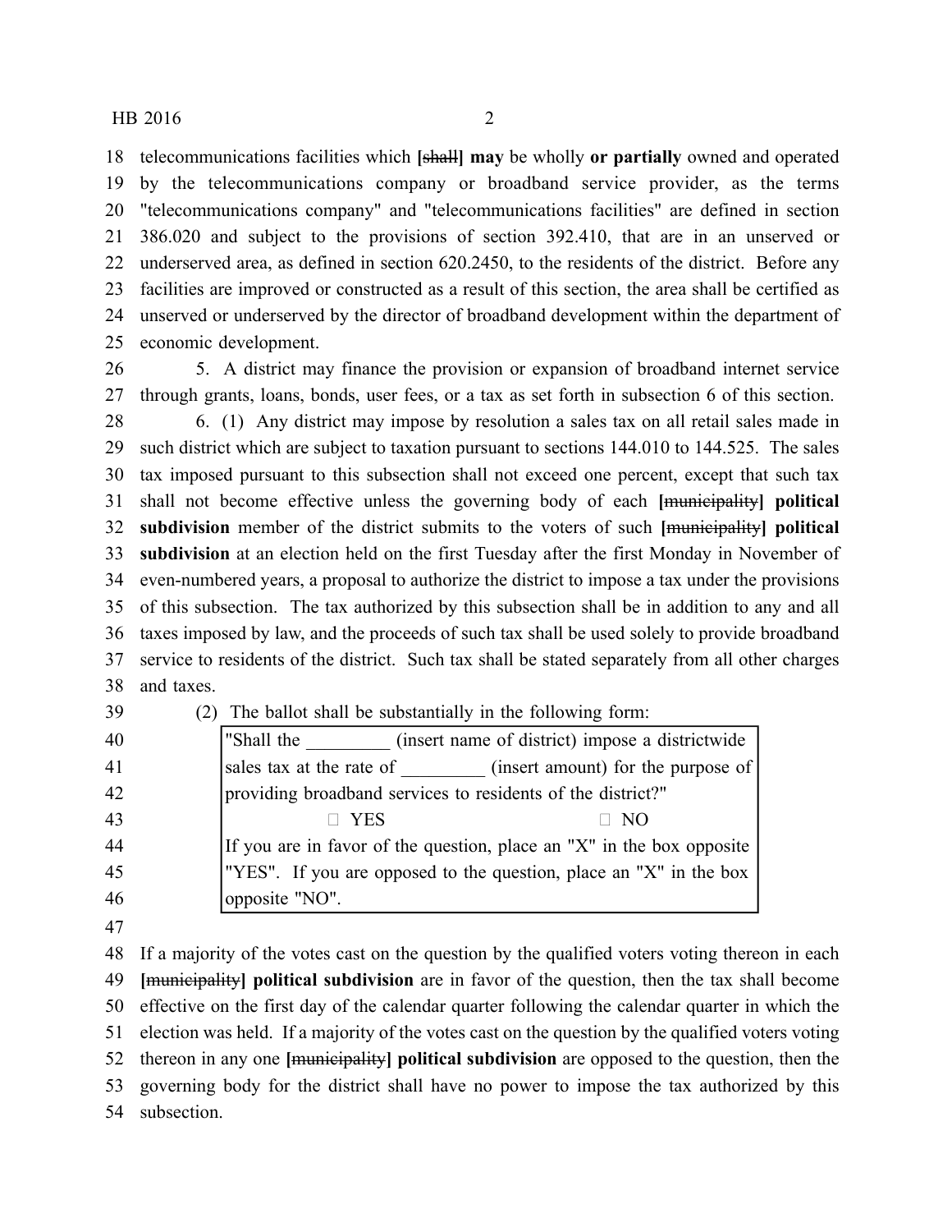telecommunications facilities which [~~shall~~] **may** be wholly **or partially** owned and operated by the telecommunications company or broadband service provider, as the terms "telecommunications company" and "telecommunications facilities" are defined in section 386.020 and subject to the provisions of section 392.410, that are in an unserved or underserved area, as defined in section 620.2450, to the residents of the district. Before any facilities are improved or constructed as a result of this section, the area shall be certified as unserved or underserved by the director of broadband development within the department of economic development.

5. A district may finance the provision or expansion of broadband internet service through grants, loans, bonds, user fees, or a tax as set forth in subsection 6 of this section.

6. (1) Any district may impose by resolution a sales tax on all retail sales made in such district which are subject to taxation pursuant to sections 144.010 to 144.525. The sales tax imposed pursuant to this subsection shall not exceed one percent, except that such tax shall not become effective unless the governing body of each [~~municipality~~] **political subdivision** member of the district submits to the voters of such [~~municipality~~] **political subdivision** at an election held on the first Tuesday after the first Monday in November of even-numbered years, a proposal to authorize the district to impose a tax under the provisions of this subsection. The tax authorized by this subsection shall be in addition to any and all taxes imposed by law, and the proceeds of such tax shall be used solely to provide broadband service to residents of the district. Such tax shall be stated separately from all other charges and taxes.

(2) The ballot shall be substantially in the following form:

> "Shall the _________ (insert name of district) impose a districtwide sales tax at the rate of _________ (insert amount) for the purpose of providing broadband services to residents of the district?"
>
> ☐ YES ☐ NO
>
> If you are in favor of the question, place an "X" in the box opposite "YES". If you are opposed to the question, place an "X" in the box opposite "NO".

If a majority of the votes cast on the question by the qualified voters voting thereon in each [~~municipality~~] **political subdivision** are in favor of the question, then the tax shall become effective on the first day of the calendar quarter following the calendar quarter in which the election was held. If a majority of the votes cast on the question by the qualified voters voting thereon in any one [~~municipality~~] **political subdivision** are opposed to the question, then the governing body for the district shall have no power to impose the tax authorized by this subsection.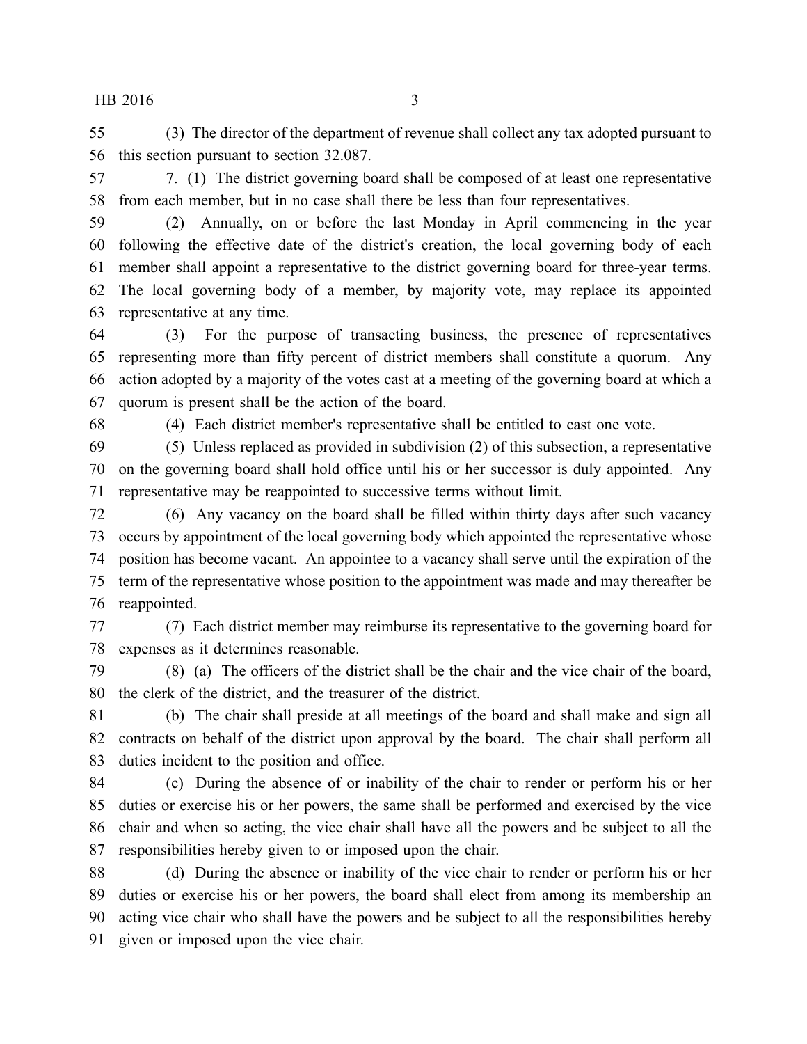(3) The director of the department of revenue shall collect any tax adopted pursuant to this section pursuant to section 32.087.

7. (1) The district governing board shall be composed of at least one representative from each member, but in no case shall there be less than four representatives.

(2) Annually, on or before the last Monday in April commencing in the year following the effective date of the district's creation, the local governing body of each member shall appoint a representative to the district governing board for three-year terms. The local governing body of a member, by majority vote, may replace its appointed representative at any time.

(3) For the purpose of transacting business, the presence of representatives representing more than fifty percent of district members shall constitute a quorum. Any action adopted by a majority of the votes cast at a meeting of the governing board at which a quorum is present shall be the action of the board.

(4) Each district member's representative shall be entitled to cast one vote.

(5) Unless replaced as provided in subdivision (2) of this subsection, a representative on the governing board shall hold office until his or her successor is duly appointed. Any representative may be reappointed to successive terms without limit.

(6) Any vacancy on the board shall be filled within thirty days after such vacancy occurs by appointment of the local governing body which appointed the representative whose position has become vacant. An appointee to a vacancy shall serve until the expiration of the term of the representative whose position to the appointment was made and may thereafter be reappointed.

(7) Each district member may reimburse its representative to the governing board for expenses as it determines reasonable.

(8) (a) The officers of the district shall be the chair and the vice chair of the board, the clerk of the district, and the treasurer of the district.

(b) The chair shall preside at all meetings of the board and shall make and sign all contracts on behalf of the district upon approval by the board. The chair shall perform all duties incident to the position and office.

(c) During the absence of or inability of the chair to render or perform his or her duties or exercise his or her powers, the same shall be performed and exercised by the vice chair and when so acting, the vice chair shall have all the powers and be subject to all the responsibilities hereby given to or imposed upon the chair.

(d) During the absence or inability of the vice chair to render or perform his or her duties or exercise his or her powers, the board shall elect from among its membership an acting vice chair who shall have the powers and be subject to all the responsibilities hereby given or imposed upon the vice chair.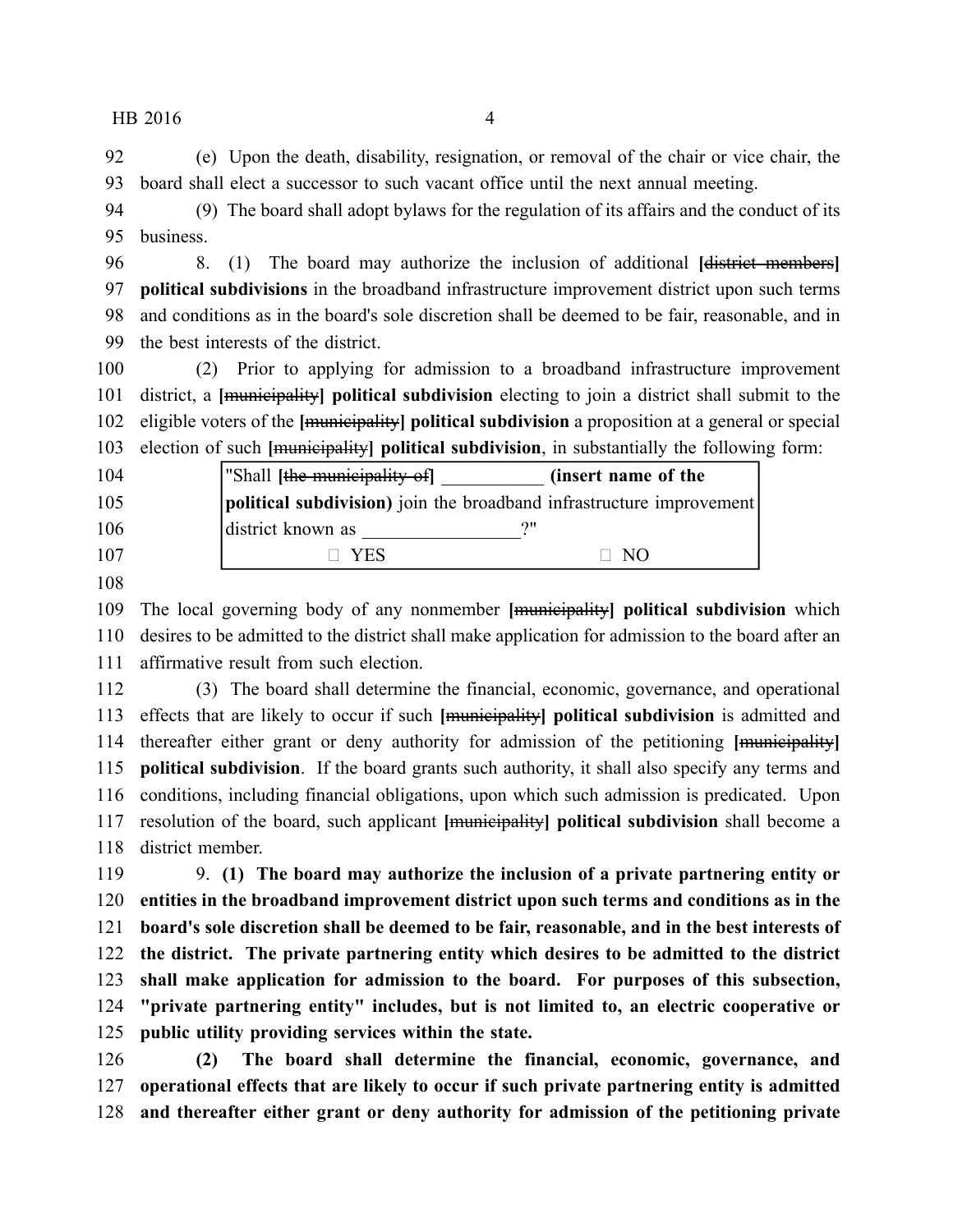(e) Upon the death, disability, resignation, or removal of the chair or vice chair, the board shall elect a successor to such vacant office until the next annual meeting.

(9) The board shall adopt bylaws for the regulation of its affairs and the conduct of its business.

8. (1) The board may authorize the inclusion of additional [~~district members~~] **political subdivisions** in the broadband infrastructure improvement district upon such terms and conditions as in the board's sole discretion shall be deemed to be fair, reasonable, and in the best interests of the district.

(2) Prior to applying for admission to a broadband infrastructure improvement district, a [~~municipality~~] **political subdivision** electing to join a district shall submit to the eligible voters of the [~~municipality~~] **political subdivision** a proposition at a general or special election of such [~~municipality~~] **political subdivision**, in substantially the following form:

| |
|---|
| "Shall [~~the municipality of~~] ___________ **(insert name of the political subdivision)** join the broadband infrastructure improvement district known as _________________?" |
| ☐ YES ☐ NO |

The local governing body of any nonmember [~~municipality~~] **political subdivision** which desires to be admitted to the district shall make application for admission to the board after an affirmative result from such election.

(3) The board shall determine the financial, economic, governance, and operational effects that are likely to occur if such [~~municipality~~] **political subdivision** is admitted and thereafter either grant or deny authority for admission of the petitioning [~~municipality~~] **political subdivision**. If the board grants such authority, it shall also specify any terms and conditions, including financial obligations, upon which such admission is predicated. Upon resolution of the board, such applicant [~~municipality~~] **political subdivision** shall become a district member.

9. **(1) The board may authorize the inclusion of a private partnering entity or entities in the broadband improvement district upon such terms and conditions as in the board's sole discretion shall be deemed to be fair, reasonable, and in the best interests of the district. The private partnering entity which desires to be admitted to the district shall make application for admission to the board. For purposes of this subsection, "private partnering entity" includes, but is not limited to, an electric cooperative or public utility providing services within the state.**

**(2) The board shall determine the financial, economic, governance, and operational effects that are likely to occur if such private partnering entity is admitted and thereafter either grant or deny authority for admission of the petitioning private**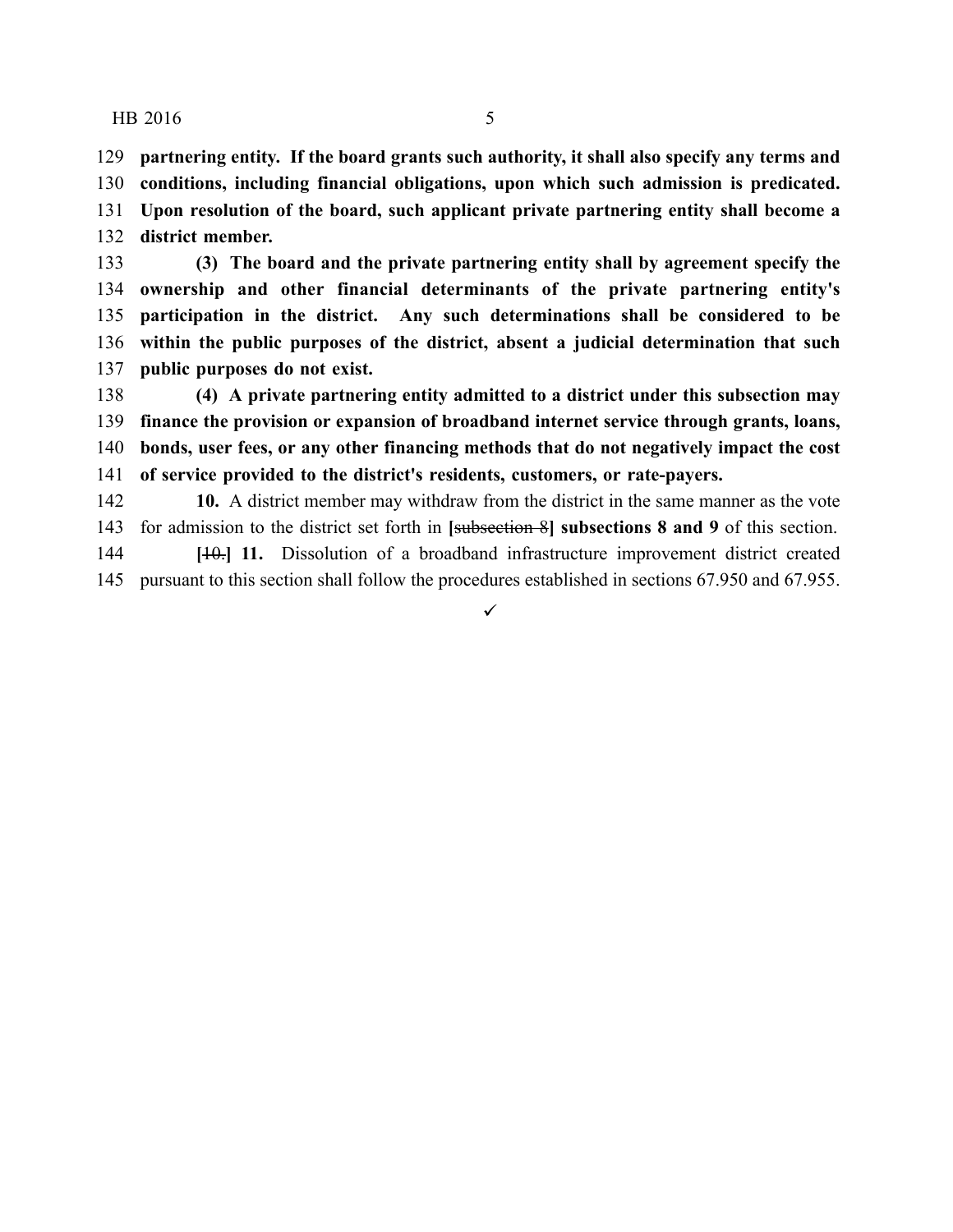**partnering entity. If the board grants such authority, it shall also specify any terms and conditions, including financial obligations, upon which such admission is predicated. Upon resolution of the board, such applicant private partnering entity shall become a district member.**

**(3) The board and the private partnering entity shall by agreement specify the ownership and other financial determinants of the private partnering entity's participation in the district. Any such determinations shall be considered to be within the public purposes of the district, absent a judicial determination that such public purposes do not exist.**

**(4) A private partnering entity admitted to a district under this subsection may finance the provision or expansion of broadband internet service through grants, loans, bonds, user fees, or any other financing methods that do not negatively impact the cost of service provided to the district's residents, customers, or rate-payers.**

**10.** A district member may withdraw from the district in the same manner as the vote for admission to the district set forth in **[**~~subsection 8~~**] subsections 8 and 9** of this section.

**[**~~10.~~**] 11.** Dissolution of a broadband infrastructure improvement district created pursuant to this section shall follow the procedures established in sections 67.950 and 67.955.

✓